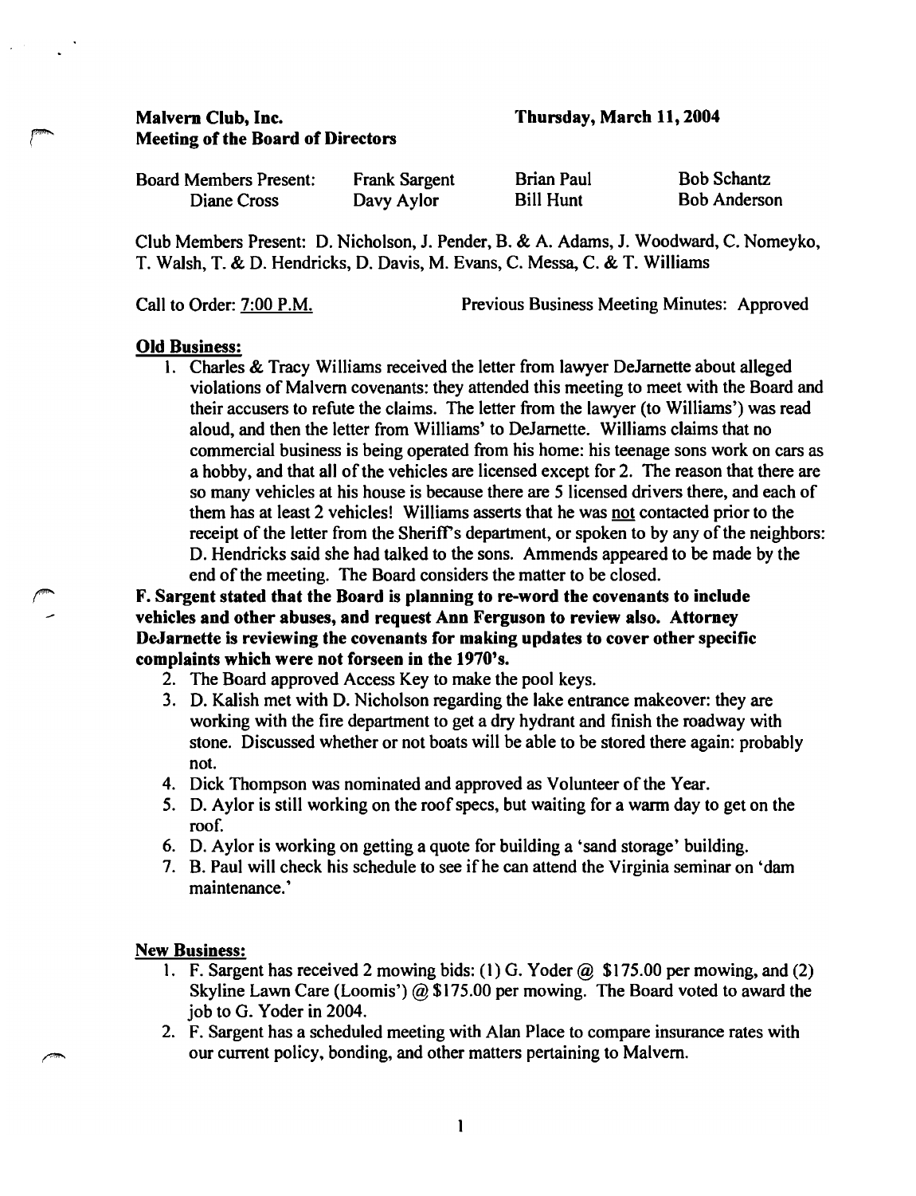**Malvern Club, Inc.** **Thursday, March 11, 2004**
**Meeting of the Board of Directors**

| Board Members Present: | Frank Sargent | Brian Paul | Bob Schantz |
|---|---|---|---|
| Diane Cross | Davy Aylor | Bill Hunt | Bob Anderson |

Club Members Present: D. Nicholson, J. Pender, B. & A. Adams, J. Woodward, C. Nomeyko, T. Walsh, T. & D. Hendricks, D. Davis, M. Evans, C. Messa, C. & T. Williams

Call to Order: 7:00 P.M. Previous Business Meeting Minutes: Approved

**Old Business:**

1. Charles & Tracy Williams received the letter from lawyer DeJarnette about alleged violations of Malvern covenants: they attended this meeting to meet with the Board and their accusers to refute the claims. The letter from the lawyer (to Williams') was read aloud, and then the letter from Williams' to DeJarnette. Williams claims that no commercial business is being operated from his home: his teenage sons work on cars as a hobby, and that all of the vehicles are licensed except for 2. The reason that there are so many vehicles at his house is because there are 5 licensed drivers there, and each of them has at least 2 vehicles! Williams asserts that he was not contacted prior to the receipt of the letter from the Sheriff's department, or spoken to by any of the neighbors: D. Hendricks said she had talked to the sons. Ammends appeared to be made by the end of the meeting. The Board considers the matter to be closed.

**F. Sargent stated that the Board is planning to re-word the covenants to include vehicles and other abuses, and request Ann Ferguson to review also. Attorney DeJarnette is reviewing the covenants for making updates to cover other specific complaints which were not forseen in the 1970's.**

2. The Board approved Access Key to make the pool keys.
3. D. Kalish met with D. Nicholson regarding the lake entrance makeover: they are working with the fire department to get a dry hydrant and finish the roadway with stone. Discussed whether or not boats will be able to be stored there again: probably not.
4. Dick Thompson was nominated and approved as Volunteer of the Year.
5. D. Aylor is still working on the roof specs, but waiting for a warm day to get on the roof.
6. D. Aylor is working on getting a quote for building a 'sand storage' building.
7. B. Paul will check his schedule to see if he can attend the Virginia seminar on 'dam maintenance.'

**New Business:**

1. F. Sargent has received 2 mowing bids: (1) G. Yoder @ $175.00 per mowing, and (2) Skyline Lawn Care (Loomis') @ $175.00 per mowing. The Board voted to award the job to G. Yoder in 2004.
2. F. Sargent has a scheduled meeting with Alan Place to compare insurance rates with our current policy, bonding, and other matters pertaining to Malvern.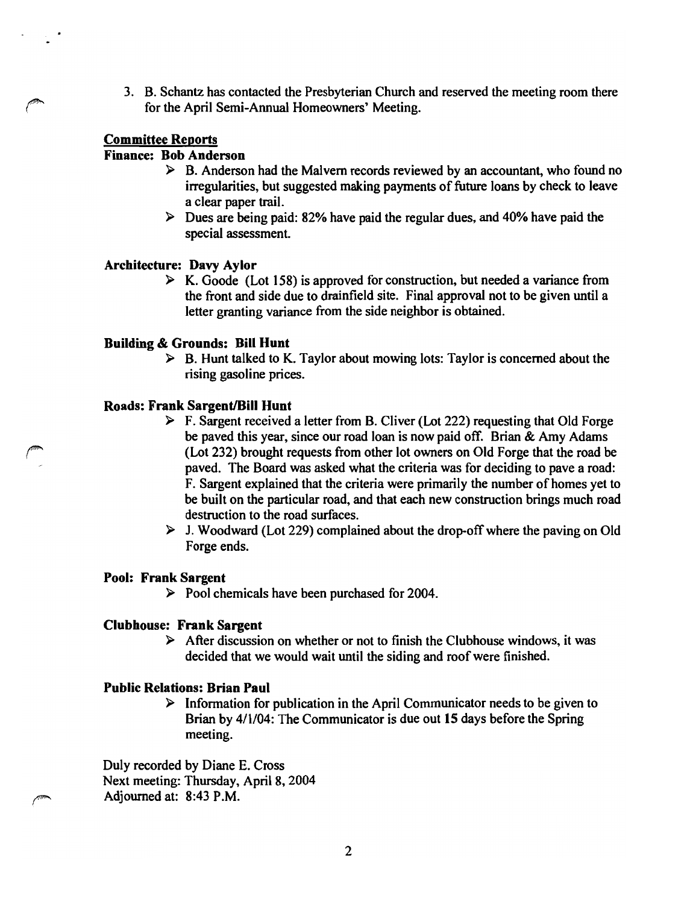3. B. Schantz has contacted the Presbyterian Church and reserved the meeting room there for the April Semi-Annual Homeowners' Meeting.

## Committee Reports

### Finance: Bob Anderson

- B. Anderson had the Malvern records reviewed by an accountant, who found no irregularities, but suggested making payments of future loans by check to leave a clear paper trail.
- Dues are being paid: 82% have paid the regular dues, and 40% have paid the special assessment.

### Architecture: Davy Aylor

- K. Goode (Lot 158) is approved for construction, but needed a variance from the front and side due to drainfield site. Final approval not to be given until a letter granting variance from the side neighbor is obtained.

### Building & Grounds: Bill Hunt

- B. Hunt talked to K. Taylor about mowing lots: Taylor is concerned about the rising gasoline prices.

### Roads: Frank Sargent/Bill Hunt

- F. Sargent received a letter from B. Cliver (Lot 222) requesting that Old Forge be paved this year, since our road loan is now paid off. Brian & Amy Adams (Lot 232) brought requests from other lot owners on Old Forge that the road be paved. The Board was asked what the criteria was for deciding to pave a road: F. Sargent explained that the criteria were primarily the number of homes yet to be built on the particular road, and that each new construction brings much road destruction to the road surfaces.
- J. Woodward (Lot 229) complained about the drop-off where the paving on Old Forge ends.

### Pool: Frank Sargent

- Pool chemicals have been purchased for 2004.

### Clubhouse: Frank Sargent

- After discussion on whether or not to finish the Clubhouse windows, it was decided that we would wait until the siding and roof were finished.

### Public Relations: Brian Paul

- Information for publication in the April Communicator needs to be given to Brian by 4/1/04: The Communicator is due out **15** days before the Spring meeting.

Duly recorded by Diane E. Cross
Next meeting: Thursday, April 8, 2004
Adjourned at: 8:43 P.M.